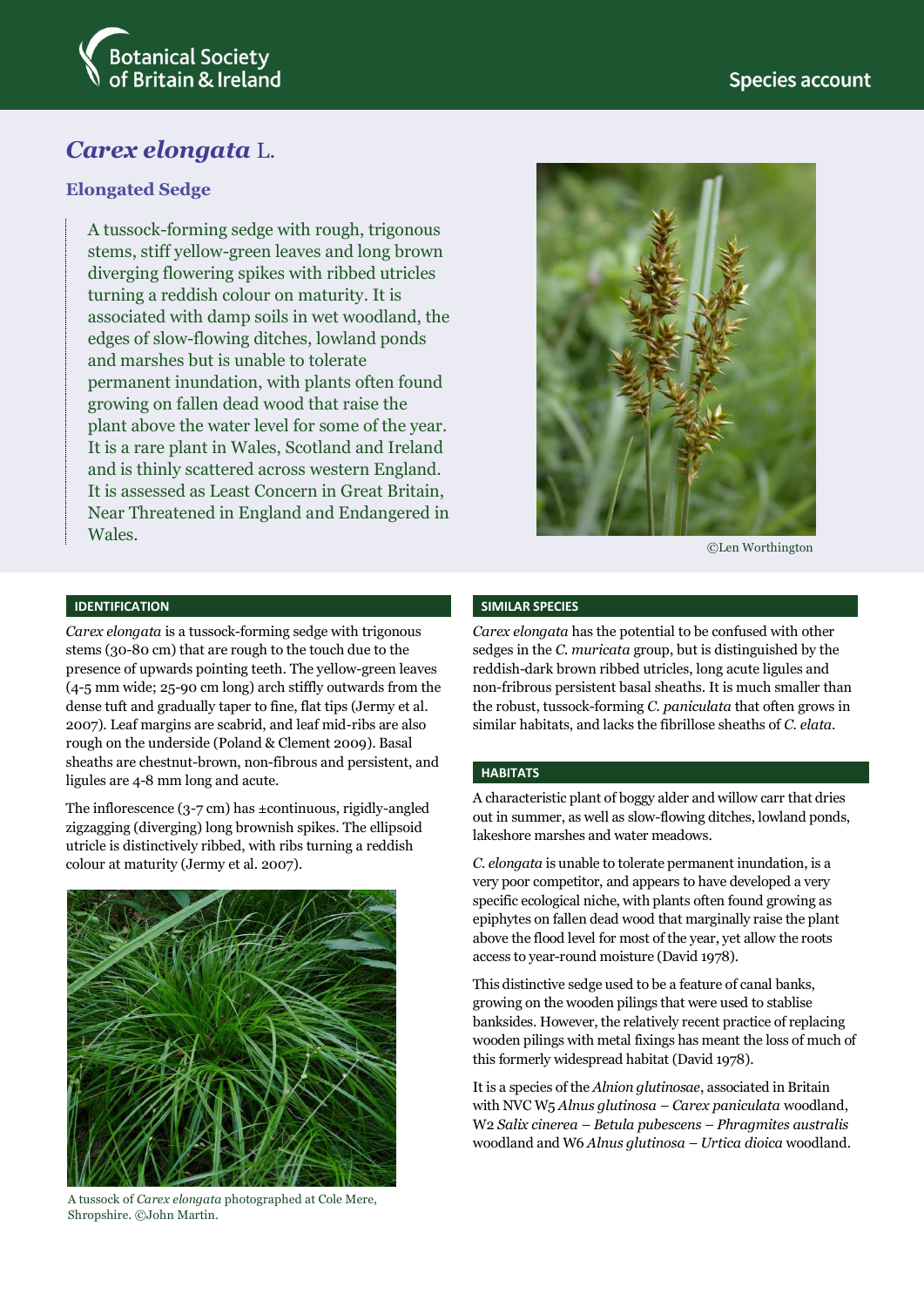Botanical Society of Britain & Ireland

Species account

# *Carex elongata* L.

## Elongated Sedge

A tussock-forming sedge with rough, trigonous stems, stiff yellow-green leaves and long brown diverging flowering spikes with ribbed utricles turning a reddish colour on maturity. It is associated with damp soils in wet woodland, the edges of slow-flowing ditches, lowland ponds and marshes but is unable to tolerate permanent inundation, with plants often found growing on fallen dead wood that raise the plant above the water level for some of the year. It is a rare plant in Wales, Scotland and Ireland and is thinly scattered across western England. It is assessed as Least Concern in Great Britain, Near Threatened in England and Endangered in Wales.

©Len Worthington

### IDENTIFICATION

*Carex elongata* is a tussock-forming sedge with trigonous stems (30-80 cm) that are rough to the touch due to the presence of upwards pointing teeth. The yellow-green leaves (4-5 mm wide; 25-90 cm long) arch stiffly outwards from the dense tuft and gradually taper to fine, flat tips (Jermy et al. 2007). Leaf margins are scabrid, and leaf mid-ribs are also rough on the underside (Poland & Clement 2009). Basal sheaths are chestnut-brown, non-fibrous and persistent, and ligules are 4-8 mm long and acute.

The inflorescence (3-7 cm) has ±continuous, rigidly-angled zigzagging (diverging) long brownish spikes. The ellipsoid utricle is distinctively ribbed, with ribs turning a reddish colour at maturity (Jermy et al. 2007).

A tussock of *Carex elongata* photographed at Cole Mere, Shropshire. ©John Martin.

### SIMILAR SPECIES

*Carex elongata* has the potential to be confused with other sedges in the *C. muricata* group, but is distinguished by the reddish-dark brown ribbed utricles, long acute ligules and non-fribrous persistent basal sheaths. It is much smaller than the robust, tussock-forming *C. paniculata* that often grows in similar habitats, and lacks the fibrillose sheaths of *C. elata*.

### HABITATS

A characteristic plant of boggy alder and willow carr that dries out in summer, as well as slow-flowing ditches, lowland ponds, lakeshore marshes and water meadows.

*C. elongata* is unable to tolerate permanent inundation, is a very poor competitor, and appears to have developed a very specific ecological niche, with plants often found growing as epiphytes on fallen dead wood that marginally raise the plant above the flood level for most of the year, yet allow the roots access to year-round moisture (David 1978).

This distinctive sedge used to be a feature of canal banks, growing on the wooden pilings that were used to stablise banksides. However, the relatively recent practice of replacing wooden pilings with metal fixings has meant the loss of much of this formerly widespread habitat (David 1978).

It is a species of the *Alnion glutinosae*, associated in Britain with NVC W5 *Alnus glutinosa – Carex paniculata* woodland, W2 *Salix cinerea – Betula pubescens – Phragmites australis* woodland and W6 *Alnus glutinosa – Urtica dioica* woodland.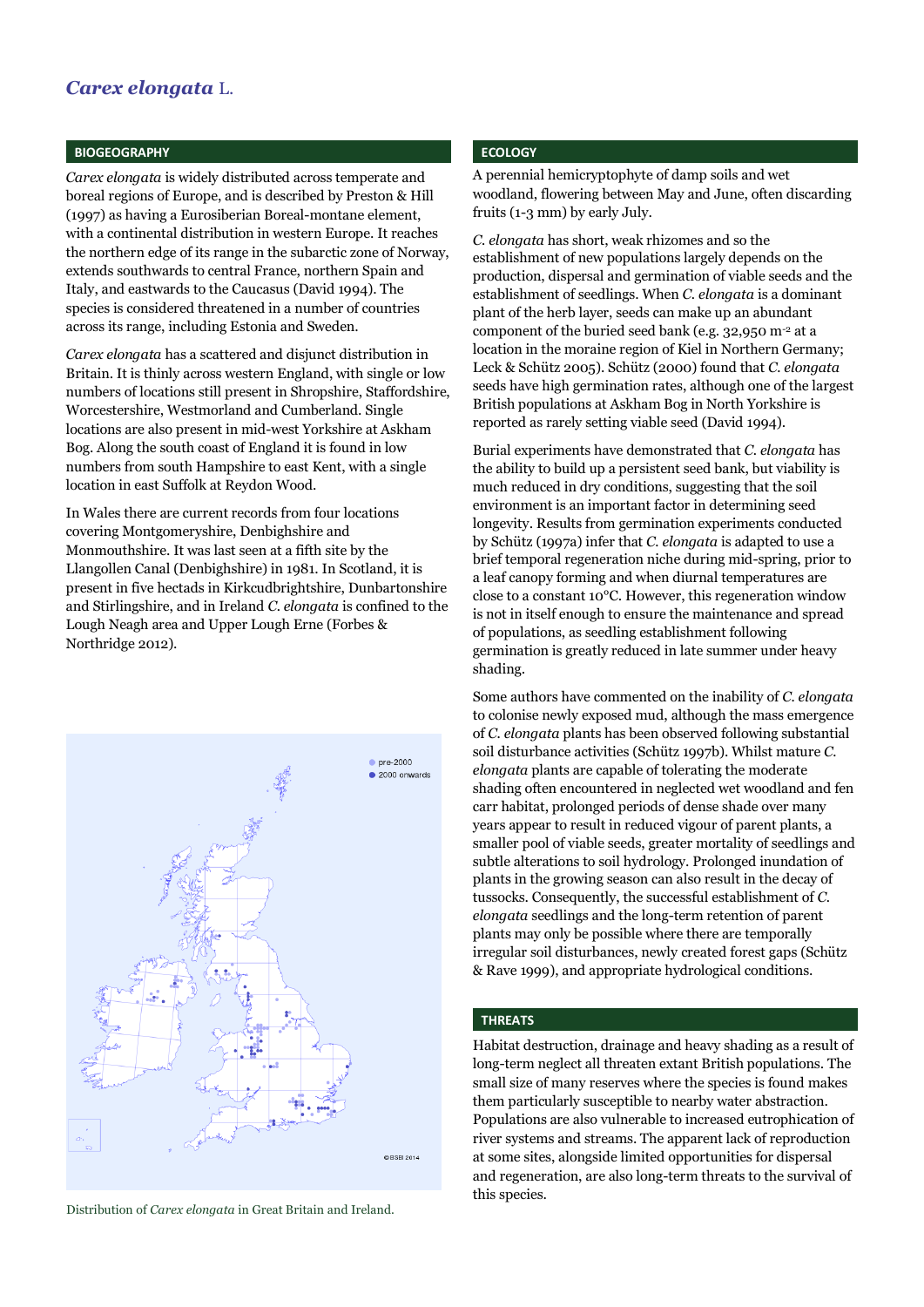# *Carex elongata* L.

## BIOGEOGRAPHY

*Carex elongata* is widely distributed across temperate and boreal regions of Europe, and is described by Preston & Hill (1997) as having a Eurosiberian Boreal-montane element, with a continental distribution in western Europe. It reaches the northern edge of its range in the subarctic zone of Norway, extends southwards to central France, northern Spain and Italy, and eastwards to the Caucasus (David 1994). The species is considered threatened in a number of countries across its range, including Estonia and Sweden.

*Carex elongata* has a scattered and disjunct distribution in Britain. It is thinly across western England, with single or low numbers of locations still present in Shropshire, Staffordshire, Worcestershire, Westmorland and Cumberland. Single locations are also present in mid-west Yorkshire at Askham Bog. Along the south coast of England it is found in low numbers from south Hampshire to east Kent, with a single location in east Suffolk at Reydon Wood.

In Wales there are current records from four locations covering Montgomeryshire, Denbighshire and Monmouthshire. It was last seen at a fifth site by the Llangollen Canal (Denbighshire) in 1981. In Scotland, it is present in five hectads in Kirkcudbrightshire, Dunbartonshire and Stirlingshire, and in Ireland *C. elongata* is confined to the Lough Neagh area and Upper Lough Erne (Forbes & Northridge 2012).

Distribution of *Carex elongata* in Great Britain and Ireland.

## ECOLOGY

A perennial hemicryptophyte of damp soils and wet woodland, flowering between May and June, often discarding fruits (1-3 mm) by early July.

*C. elongata* has short, weak rhizomes and so the establishment of new populations largely depends on the production, dispersal and germination of viable seeds and the establishment of seedlings. When *C. elongata* is a dominant plant of the herb layer, seeds can make up an abundant component of the buried seed bank (e.g. 32,950 $m^{-2}$ at a location in the moraine region of Kiel in Northern Germany; Leck & Schütz 2005). Schütz (2000) found that *C. elongata* seeds have high germination rates, although one of the largest British populations at Askham Bog in North Yorkshire is reported as rarely setting viable seed (David 1994).

Burial experiments have demonstrated that *C. elongata* has the ability to build up a persistent seed bank, but viability is much reduced in dry conditions, suggesting that the soil environment is an important factor in determining seed longevity. Results from germination experiments conducted by Schütz (1997a) infer that *C. elongata* is adapted to use a brief temporal regeneration niche during mid-spring, prior to a leaf canopy forming and when diurnal temperatures are close to a constant 10°C. However, this regeneration window is not in itself enough to ensure the maintenance and spread of populations, as seedling establishment following germination is greatly reduced in late summer under heavy shading.

Some authors have commented on the inability of *C. elongata* to colonise newly exposed mud, although the mass emergence of *C. elongata* plants has been observed following substantial soil disturbance activities (Schütz 1997b). Whilst mature *C. elongata* plants are capable of tolerating the moderate shading often encountered in neglected wet woodland and fen carr habitat, prolonged periods of dense shade over many years appear to result in reduced vigour of parent plants, a smaller pool of viable seeds, greater mortality of seedlings and subtle alterations to soil hydrology. Prolonged inundation of plants in the growing season can also result in the decay of tussocks. Consequently, the successful establishment of *C. elongata* seedlings and the long-term retention of parent plants may only be possible where there are temporally irregular soil disturbances, newly created forest gaps (Schütz & Rave 1999), and appropriate hydrological conditions.

## THREATS

Habitat destruction, drainage and heavy shading as a result of long-term neglect all threaten extant British populations. The small size of many reserves where the species is found makes them particularly susceptible to nearby water abstraction. Populations are also vulnerable to increased eutrophication of river systems and streams. The apparent lack of reproduction at some sites, alongside limited opportunities for dispersal and regeneration, are also long-term threats to the survival of this species.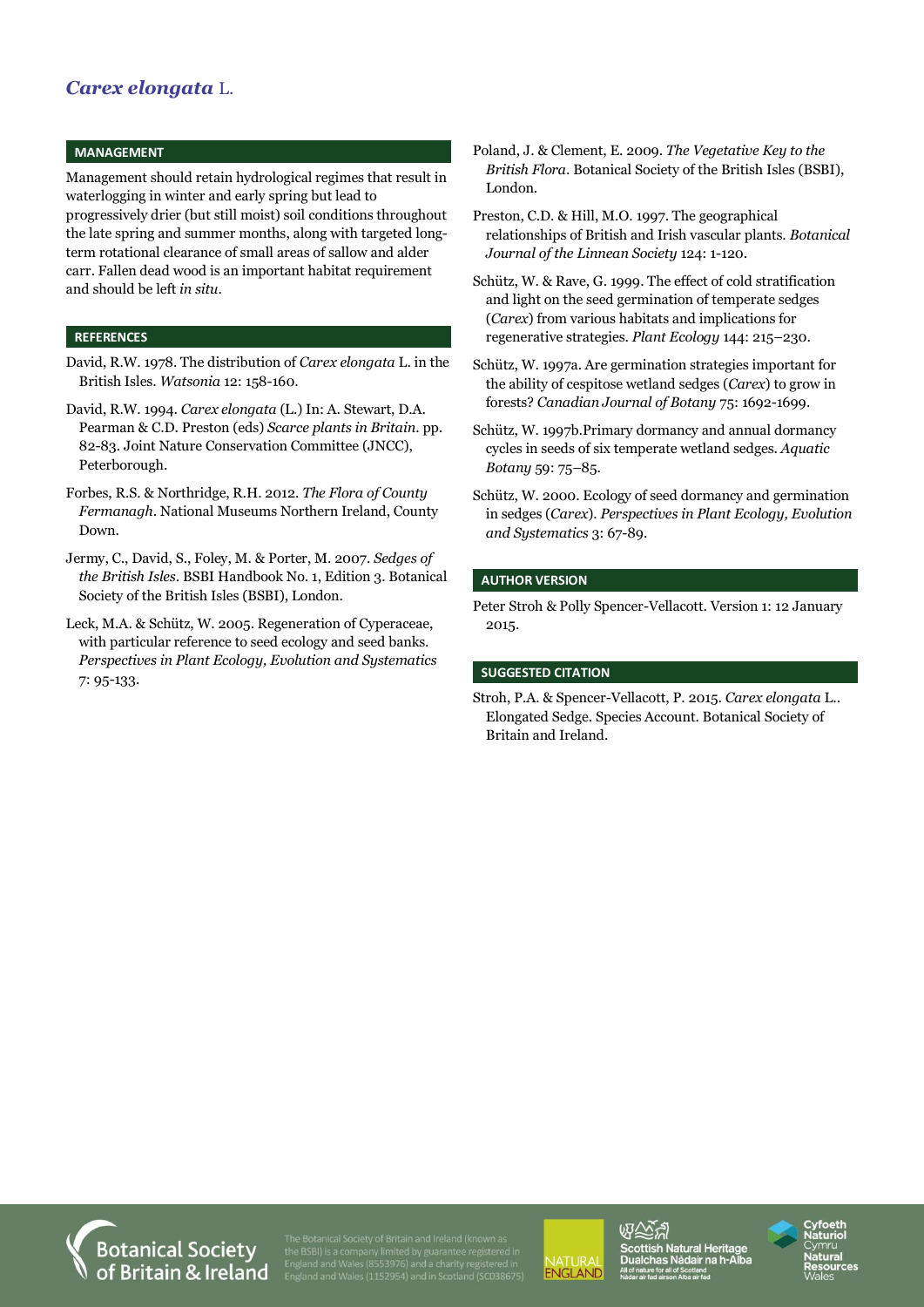# *Carex elongata* L.

## MANAGEMENT

Management should retain hydrological regimes that result in waterlogging in winter and early spring but lead to progressively drier (but still moist) soil conditions throughout the late spring and summer months, along with targeted long-term rotational clearance of small areas of sallow and alder carr. Fallen dead wood is an important habitat requirement and should be left *in situ*.

## REFERENCES

David, R.W. 1978. The distribution of *Carex elongata* L. in the British Isles. *Watsonia* 12: 158-160.

David, R.W. 1994. *Carex elongata* (L.) In: A. Stewart, D.A. Pearman & C.D. Preston (eds) *Scarce plants in Britain*. pp. 82-83. Joint Nature Conservation Committee (JNCC), Peterborough.

Forbes, R.S. & Northridge, R.H. 2012. *The Flora of County Fermanagh*. National Museums Northern Ireland, County Down.

Jermy, C., David, S., Foley, M. & Porter, M. 2007. *Sedges of the British Isles*. BSBI Handbook No. 1, Edition 3. Botanical Society of the British Isles (BSBI), London.

Leck, M.A. & Schütz, W. 2005. Regeneration of Cyperaceae, with particular reference to seed ecology and seed banks. *Perspectives in Plant Ecology, Evolution and Systematics* 7: 95-133.

Poland, J. & Clement, E. 2009. *The Vegetative Key to the British Flora*. Botanical Society of the British Isles (BSBI), London.

Preston, C.D. & Hill, M.O. 1997. The geographical relationships of British and Irish vascular plants. *Botanical Journal of the Linnean Society* 124: 1-120.

Schütz, W. & Rave, G. 1999. The effect of cold stratification and light on the seed germination of temperate sedges (*Carex*) from various habitats and implications for regenerative strategies. *Plant Ecology* 144: 215–230.

Schütz, W. 1997a. Are germination strategies important for the ability of cespitose wetland sedges (*Carex*) to grow in forests? *Canadian Journal of Botany* 75: 1692-1699.

Schütz, W. 1997b.Primary dormancy and annual dormancy cycles in seeds of six temperate wetland sedges. *Aquatic Botany* 59: 75–85.

Schütz, W. 2000. Ecology of seed dormancy and germination in sedges (*Carex*). *Perspectives in Plant Ecology, Evolution and Systematics* 3: 67-89.

## AUTHOR VERSION

Peter Stroh & Polly Spencer-Vellacott. Version 1: 12 January 2015.

## SUGGESTED CITATION

Stroh, P.A. & Spencer-Vellacott, P. 2015. *Carex elongata* L.. Elongated Sedge. Species Account. Botanical Society of Britain and Ireland.

The Botanical Society of Britain and Ireland (known as the BSBI) is a company limited by guarantee registered in England and Wales (8553976) and a charity registered in England and Wales (1152954) and in Scotland (SC038675)